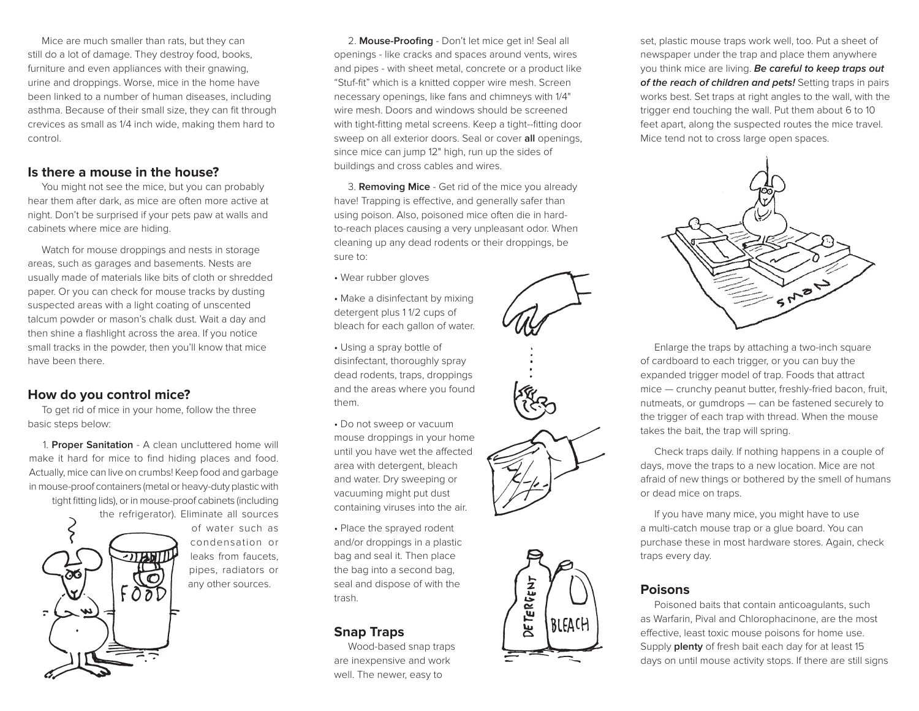Mice are much smaller than rats, but they can still do a lot of damage. They destroy food, books, furniture and even appliances with their gnawing, urine and droppings. Worse, mice in the home have been linked to a number of human diseases, including asthma. Because of their small size, they can fit through crevices as small as 1/4 inch wide, making them hard to control.

## Is there a mouse in the house?

You might not see the mice, but you can probably hear them after dark, as mice are often more active at night. Don't be surprised if your pets paw at walls and cabinets where mice are hiding.

Watch for mouse droppings and nests in storage areas, such as garages and basements. Nests are usually made of materials like bits of cloth or shredded paper. Or you can check for mouse tracks by dusting suspected areas with a light coating of unscented talcum powder or mason's chalk dust. Wait a day and then shine a flashlight across the area. If you notice small tracks in the powder, then you'll know that mice have been there.

## How do you control mice?

To get rid of mice in your home, follow the three basic steps below:

1. **Proper Sanitation** - A clean uncluttered home will make it hard for mice to find hiding places and food. Actually, mice can live on crumbs! Keep food and garbage in mouse-proof containers (metal or heavy-duty plastic with tight fitting lids), or in mouse-proof cabinets (including the refrigerator). Eliminate all sources of water such as condensation or leaks from faucets, pipes, radiators or any other sources.

2. **Mouse-Proofing** - Don't let mice get in! Seal all openings - like cracks and spaces around vents, wires and pipes - with sheet metal, concrete or a product like "Stuf-fit" which is a knitted copper wire mesh. Screen necessary openings, like fans and chimneys with 1/4" wire mesh. Doors and windows should be screened with tight-fitting metal screens. Keep a tight--fitting door sweep on all exterior doors. Seal or cover **all** openings, since mice can jump 12" high, run up the sides of buildings and cross cables and wires.

3. **Removing Mice** - Get rid of the mice you already have! Trapping is effective, and generally safer than using poison. Also, poisoned mice often die in hard-to-reach places causing a very unpleasant odor. When cleaning up any dead rodents or their droppings, be sure to:

- Wear rubber gloves
- Make a disinfectant by mixing detergent plus 1 1/2 cups of bleach for each gallon of water.
- Using a spray bottle of disinfectant, thoroughly spray dead rodents, traps, droppings and the areas where you found them.
- Do not sweep or vacuum mouse droppings in your home until you have wet the affected area with detergent, bleach and water. Dry sweeping or vacuuming might put dust containing viruses into the air.
- Place the sprayed rodent and/or droppings in a plastic bag and seal it. Then place the bag into a second bag, seal and dispose of with the trash.

## Snap Traps

Wood-based snap traps are inexpensive and work well. The newer, easy to set, plastic mouse traps work well, too. Put a sheet of newspaper under the trap and place them anywhere you think mice are living. ***Be careful to keep traps out of the reach of children and pets!*** Setting traps in pairs works best. Set traps at right angles to the wall, with the trigger end touching the wall. Put them about 6 to 10 feet apart, along the suspected routes the mice travel. Mice tend not to cross large open spaces.

Enlarge the traps by attaching a two-inch square of cardboard to each trigger, or you can buy the expanded trigger model of trap. Foods that attract mice — crunchy peanut butter, freshly-fried bacon, fruit, nutmeats, or gumdrops — can be fastened securely to the trigger of each trap with thread. When the mouse takes the bait, the trap will spring.

Check traps daily. If nothing happens in a couple of days, move the traps to a new location. Mice are not afraid of new things or bothered by the smell of humans or dead mice on traps.

If you have many mice, you might have to use a multi-catch mouse trap or a glue board. You can purchase these in most hardware stores. Again, check traps every day.

## Poisons

Poisoned baits that contain anticoagulants, such as Warfarin, Pival and Chlorophacinone, are the most effective, least toxic mouse poisons for home use. Supply **plenty** of fresh bait each day for at least 15 days on until mouse activity stops. If there are still signs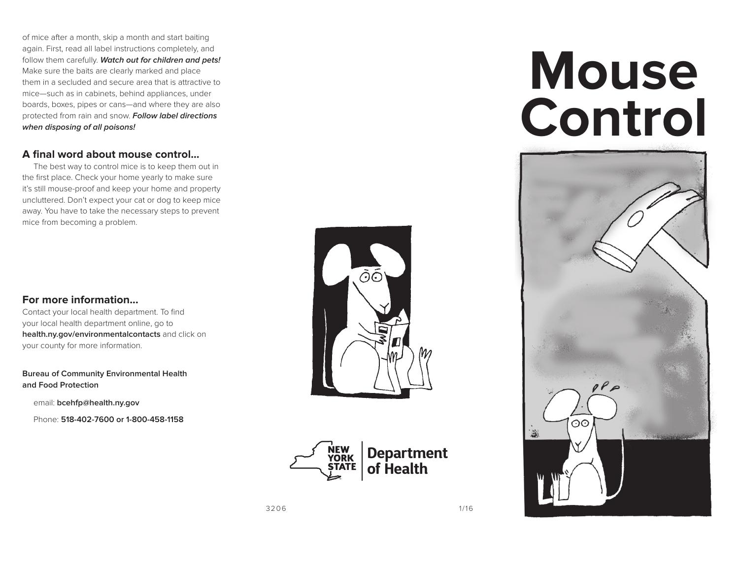of mice after a month, skip a month and start baiting again. First, read all label instructions completely, and follow them carefully. ***Watch out for children and pets!*** Make sure the baits are clearly marked and place them in a secluded and secure area that is attractive to mice—such as in cabinets, behind appliances, under boards, boxes, pipes or cans—and where they are also protected from rain and snow. ***Follow label directions when disposing of all poisons!***

### A final word about mouse control...

The best way to control mice is to keep them out in the first place. Check your home yearly to make sure it's still mouse-proof and keep your home and property uncluttered. Don't expect your cat or dog to keep mice away. You have to take the necessary steps to prevent mice from becoming a problem.

### For more information...

Contact your local health department. To find your local health department online, go to **health.ny.gov/environmentalcontacts** and click on your county for more information.

**Bureau of Community Environmental Health and Food Protection**

email: **bcehfp@health.ny.gov**

Phone: **518-402-7600 or 1-800-458-1158**

New York State Department of Health

3206 1/16

# Mouse Control